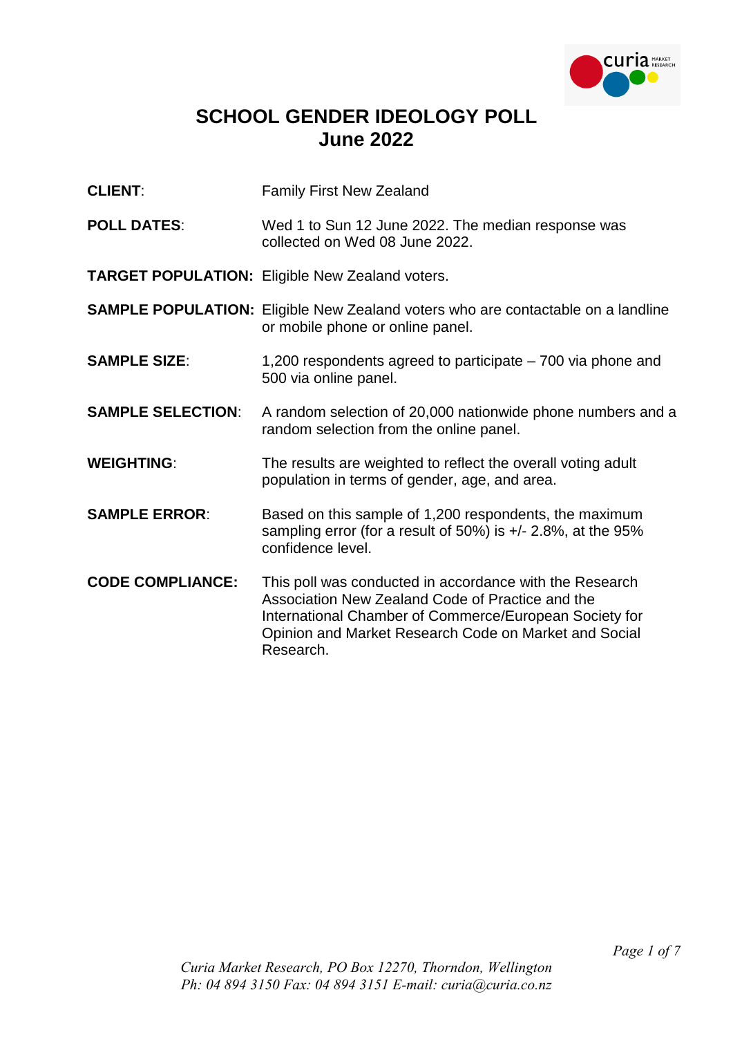# SCHOOL GENDER IDEOLOGY POLL
## June 2022

**CLIENT**: Family First New Zealand

**POLL DATES**: Wed 1 to Sun 12 June 2022. The median response was collected on Wed 08 June 2022.

**TARGET POPULATION:** Eligible New Zealand voters.

**SAMPLE POPULATION:** Eligible New Zealand voters who are contactable on a landline or mobile phone or online panel.

**SAMPLE SIZE**: 1,200 respondents agreed to participate – 700 via phone and 500 via online panel.

**SAMPLE SELECTION**: A random selection of 20,000 nationwide phone numbers and a random selection from the online panel.

**WEIGHTING**: The results are weighted to reflect the overall voting adult population in terms of gender, age, and area.

**SAMPLE ERROR**: Based on this sample of 1,200 respondents, the maximum sampling error (for a result of 50%) is +/- 2.8%, at the 95% confidence level.

**CODE COMPLIANCE:** This poll was conducted in accordance with the Research Association New Zealand Code of Practice and the International Chamber of Commerce/European Society for Opinion and Market Research Code on Market and Social Research.

*Curia Market Research, PO Box 12270, Thorndon, Wellington*
*Ph: 04 894 3150 Fax: 04 894 3151 E-mail: curia@curia.co.nz*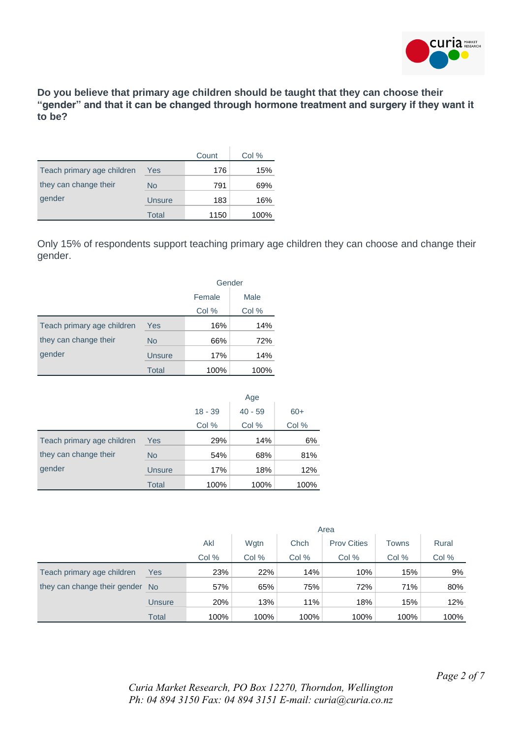**Do you believe that primary age children should be taught that they can choose their “gender” and that it can be changed through hormone treatment and surgery if they want it to be?**

| | | Count | Col % |
|---|---|---|---|
| Teach primary age children they can change their gender | Yes | 176 | 15% |
| | No | 791 | 69% |
| | Unsure | 183 | 16% |
| | Total | 1150 | 100% |

Only 15% of respondents support teaching primary age children they can choose and change their gender.

| | | Gender | |
|---|---|---|---|
| | | Female | Male |
| | | Col % | Col % |
| Teach primary age children they can change their gender | Yes | 16% | 14% |
| | No | 66% | 72% |
| | Unsure | 17% | 14% |
| | Total | 100% | 100% |

| | | Age | | |
|---|---|---|---|---|
| | | 18 - 39 | 40 - 59 | 60+ |
| | | Col % | Col % | Col % |
| Teach primary age children they can change their gender | Yes | 29% | 14% | 6% |
| | No | 54% | 68% | 81% |
| | Unsure | 17% | 18% | 12% |
| | Total | 100% | 100% | 100% |

| | | Area | | | | | |
|---|---|---|---|---|---|---|---|
| | | Akl | Wgtn | Chch | Prov Cities | Towns | Rural |
| | | Col % | Col % | Col % | Col % | Col % | Col % |
| Teach primary age children they can change their gender | Yes | 23% | 22% | 14% | 10% | 15% | 9% |
| | No | 57% | 65% | 75% | 72% | 71% | 80% |
| | Unsure | 20% | 13% | 11% | 18% | 15% | 12% |
| | Total | 100% | 100% | 100% | 100% | 100% | 100% |

*Curia Market Research, PO Box 12270, Thorndon, Wellington*
*Ph: 04 894 3150 Fax: 04 894 3151 E-mail: curia@curia.co.nz*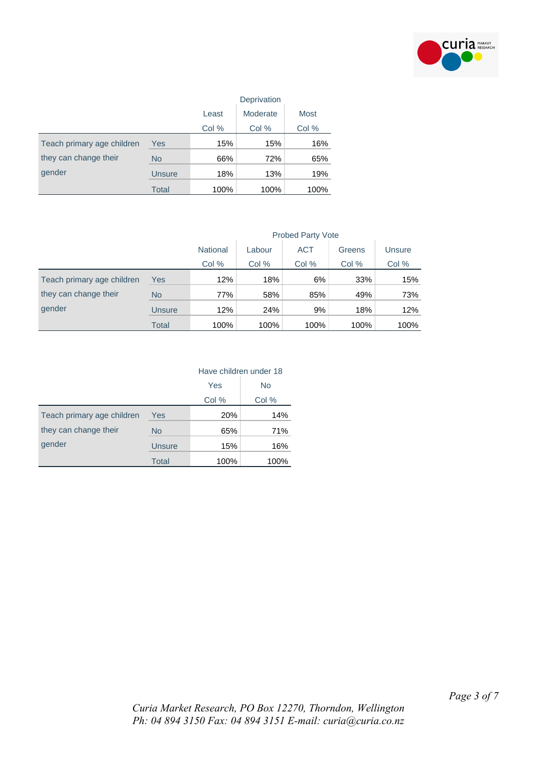| | | Deprivation | | |
|---|---|---|---|---|
| | | Least | Moderate | Most |
| | | Col % | Col % | Col % |
| Teach primary age children they can change their gender | Yes | 15% | 15% | 16% |
| | No | 66% | 72% | 65% |
| | Unsure | 18% | 13% | 19% |
| | Total | 100% | 100% | 100% |

| | | Probed Party Vote | | | | |
|---|---|---|---|---|---|---|
| | | National | Labour | ACT | Greens | Unsure |
| | | Col % | Col % | Col % | Col % | Col % |
| Teach primary age children they can change their gender | Yes | 12% | 18% | 6% | 33% | 15% |
| | No | 77% | 58% | 85% | 49% | 73% |
| | Unsure | 12% | 24% | 9% | 18% | 12% |
| | Total | 100% | 100% | 100% | 100% | 100% |

| | | Have children under 18 | |
|---|---|---|---|
| | | Yes | No |
| | | Col % | Col % |
| Teach primary age children they can change their gender | Yes | 20% | 14% |
| | No | 65% | 71% |
| | Unsure | 15% | 16% |
| | Total | 100% | 100% |

*Curia Market Research, PO Box 12270, Thorndon, Wellington*
*Ph: 04 894 3150 Fax: 04 894 3151 E-mail: curia@curia.co.nz*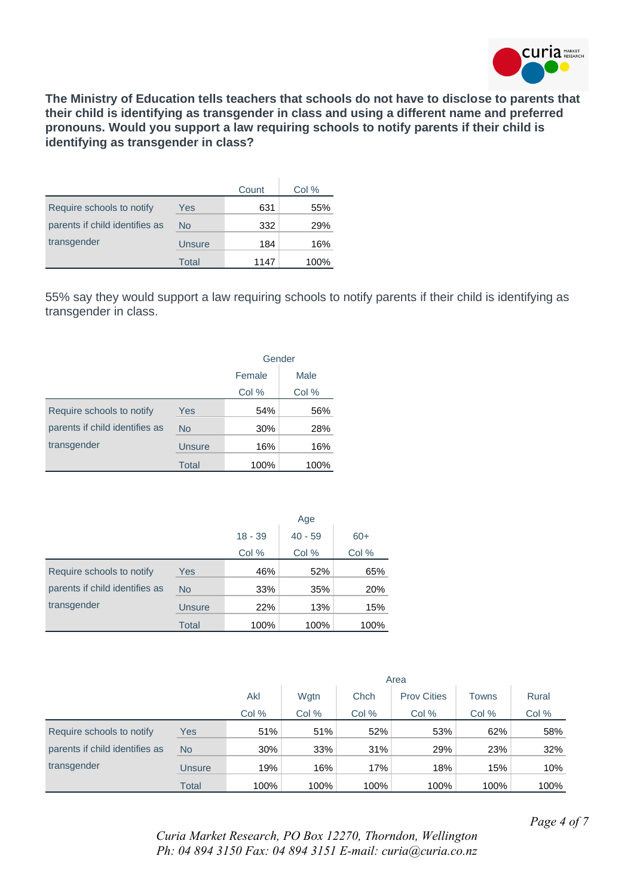**The Ministry of Education tells teachers that schools do not have to disclose to parents that their child is identifying as transgender in class and using a different name and preferred pronouns. Would you support a law requiring schools to notify parents if their child is identifying as transgender in class?**

| | | Count | Col % |
|---|---|---|---|
| Require schools to notify parents if child identifies as transgender | Yes | 631 | 55% |
| | No | 332 | 29% |
| | Unsure | 184 | 16% |
| | Total | 1147 | 100% |

55% say they would support a law requiring schools to notify parents if their child is identifying as transgender in class.

| | | Gender | |
|---|---|---|---|
| | | Female | Male |
| | | Col % | Col % |
| Require schools to notify parents if child identifies as transgender | Yes | 54% | 56% |
| | No | 30% | 28% |
| | Unsure | 16% | 16% |
| | Total | 100% | 100% |

| | | Age | | |
|---|---|---|---|---|
| | | 18 - 39 | 40 - 59 | 60+ |
| | | Col % | Col % | Col % |
| Require schools to notify parents if child identifies as transgender | Yes | 46% | 52% | 65% |
| | No | 33% | 35% | 20% |
| | Unsure | 22% | 13% | 15% |
| | Total | 100% | 100% | 100% |

| | | Area | | | | | |
|---|---|---|---|---|---|---|---|
| | | Akl | Wgtn | Chch | Prov Cities | Towns | Rural |
| | | Col % | Col % | Col % | Col % | Col % | Col % |
| Require schools to notify parents if child identifies as transgender | Yes | 51% | 51% | 52% | 53% | 62% | 58% |
| | No | 30% | 33% | 31% | 29% | 23% | 32% |
| | Unsure | 19% | 16% | 17% | 18% | 15% | 10% |
| | Total | 100% | 100% | 100% | 100% | 100% | 100% |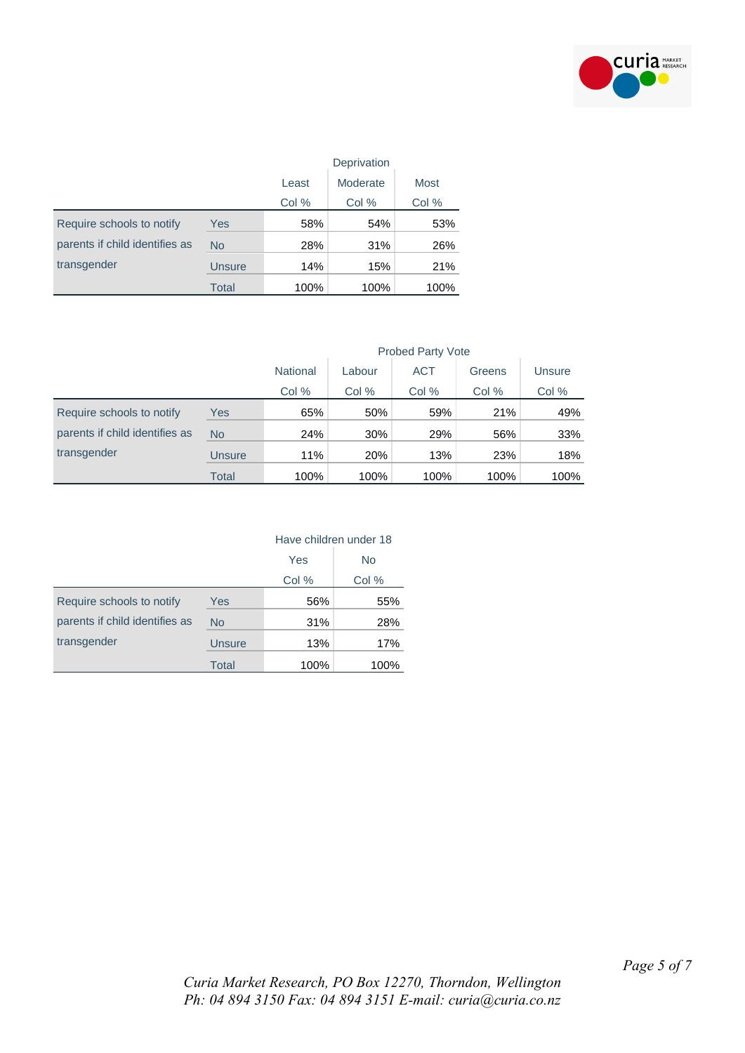| | | Deprivation | | |
|---|---|---|---|---|
| | | Least | Moderate | Most |
| | | Col % | Col % | Col % |
| Require schools to notify parents if child identifies as transgender | Yes | 58% | 54% | 53% |
| | No | 28% | 31% | 26% |
| | Unsure | 14% | 15% | 21% |
| | Total | 100% | 100% | 100% |

| | | Probed Party Vote | | | | |
|---|---|---|---|---|---|---|
| | | National | Labour | ACT | Greens | Unsure |
| | | Col % | Col % | Col % | Col % | Col % |
| Require schools to notify parents if child identifies as transgender | Yes | 65% | 50% | 59% | 21% | 49% |
| | No | 24% | 30% | 29% | 56% | 33% |
| | Unsure | 11% | 20% | 13% | 23% | 18% |
| | Total | 100% | 100% | 100% | 100% | 100% |

| | | Have children under 18 | |
|---|---|---|---|
| | | Yes | No |
| | | Col % | Col % |
| Require schools to notify parents if child identifies as transgender | Yes | 56% | 55% |
| | No | 31% | 28% |
| | Unsure | 13% | 17% |
| | Total | 100% | 100% |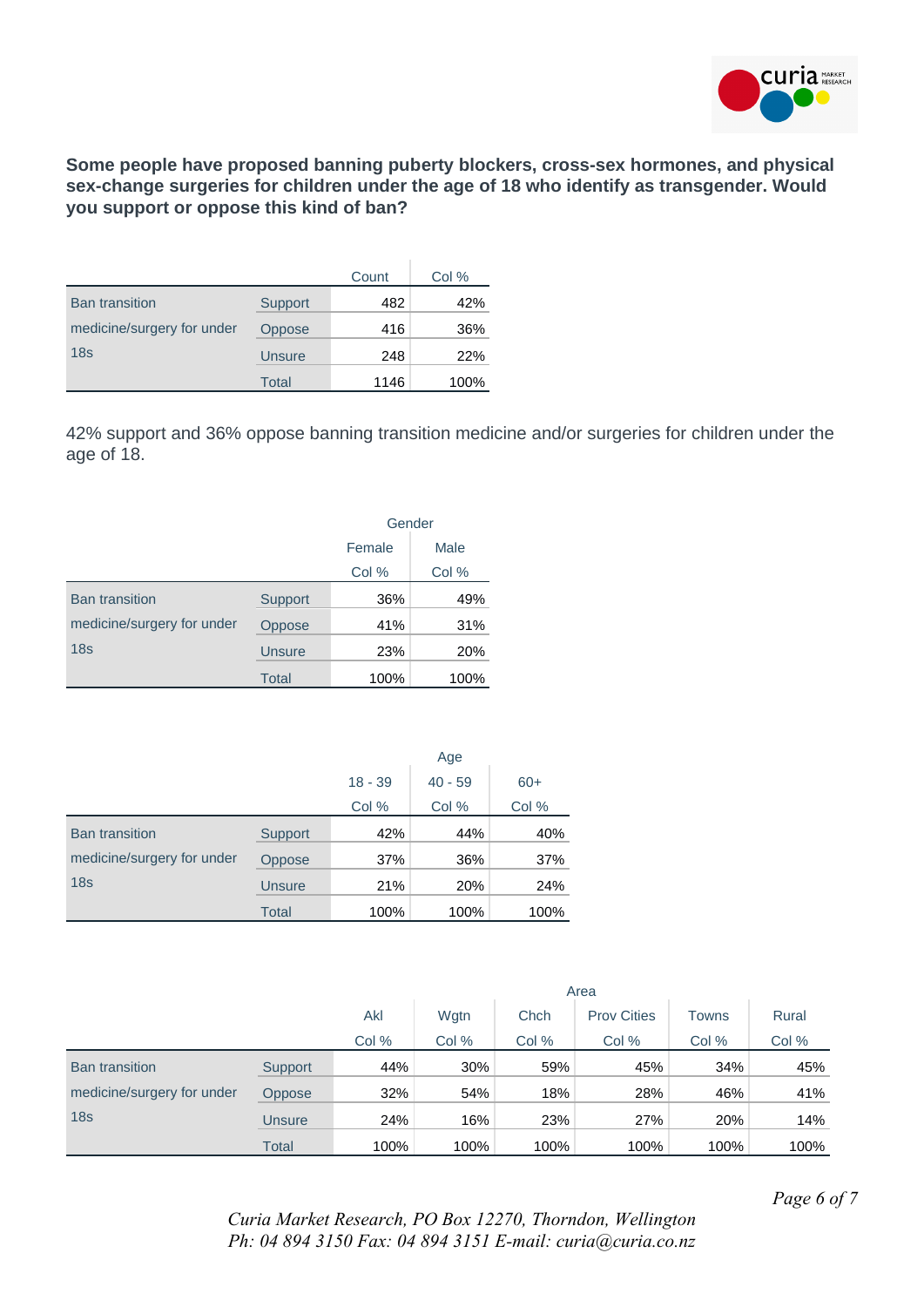**Some people have proposed banning puberty blockers, cross-sex hormones, and physical sex-change surgeries for children under the age of 18 who identify as transgender. Would you support or oppose this kind of ban?**

| | | Count | Col % |
|---|---|---|---|
| Ban transition medicine/surgery for under 18s | Support | 482 | 42% |
| | Oppose | 416 | 36% |
| | Unsure | 248 | 22% |
| | Total | 1146 | 100% |

42% support and 36% oppose banning transition medicine and/or surgeries for children under the age of 18.

| | | Gender | |
|---|---|---|---|
| | | Female | Male |
| | | Col % | Col % |
| Ban transition medicine/surgery for under 18s | Support | 36% | 49% |
| | Oppose | 41% | 31% |
| | Unsure | 23% | 20% |
| | Total | 100% | 100% |

| | | Age | | |
|---|---|---|---|---|
| | | 18 - 39 | 40 - 59 | 60+ |
| | | Col % | Col % | Col % |
| Ban transition medicine/surgery for under 18s | Support | 42% | 44% | 40% |
| | Oppose | 37% | 36% | 37% |
| | Unsure | 21% | 20% | 24% |
| | Total | 100% | 100% | 100% |

| | | Area | | | | | |
|---|---|---|---|---|---|---|---|
| | | Akl | Wgtn | Chch | Prov Cities | Towns | Rural |
| | | Col % | Col % | Col % | Col % | Col % | Col % |
| Ban transition medicine/surgery for under 18s | Support | 44% | 30% | 59% | 45% | 34% | 45% |
| | Oppose | 32% | 54% | 18% | 28% | 46% | 41% |
| | Unsure | 24% | 16% | 23% | 27% | 20% | 14% |
| | Total | 100% | 100% | 100% | 100% | 100% | 100% |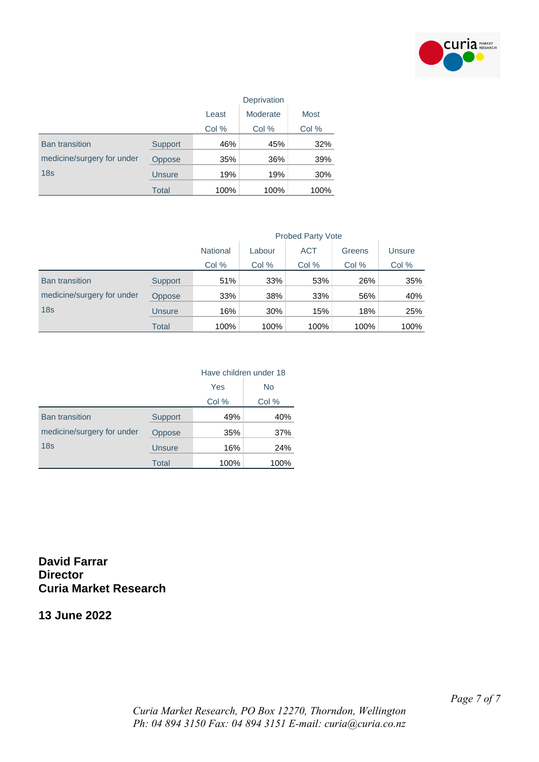| | | Deprivation | | |
|---|---|---|---|---|
| | | Least | Moderate | Most |
| | | Col % | Col % | Col % |
| Ban transition medicine/surgery for under 18s | Support | 46% | 45% | 32% |
| | Oppose | 35% | 36% | 39% |
| | Unsure | 19% | 19% | 30% |
| | Total | 100% | 100% | 100% |

| | | Probed Party Vote | | | | |
|---|---|---|---|---|---|---|
| | | National | Labour | ACT | Greens | Unsure |
| | | Col % | Col % | Col % | Col % | Col % |
| Ban transition medicine/surgery for under 18s | Support | 51% | 33% | 53% | 26% | 35% |
| | Oppose | 33% | 38% | 33% | 56% | 40% |
| | Unsure | 16% | 30% | 15% | 18% | 25% |
| | Total | 100% | 100% | 100% | 100% | 100% |

| | | Have children under 18 | |
|---|---|---|---|
| | | Yes | No |
| | | Col % | Col % |
| Ban transition medicine/surgery for under 18s | Support | 49% | 40% |
| | Oppose | 35% | 37% |
| | Unsure | 16% | 24% |
| | Total | 100% | 100% |

**David Farrar**
**Director**
**Curia Market Research**

**13 June 2022**

*Curia Market Research, PO Box 12270, Thorndon, Wellington*
*Ph: 04 894 3150 Fax: 04 894 3151 E-mail: curia@curia.co.nz*